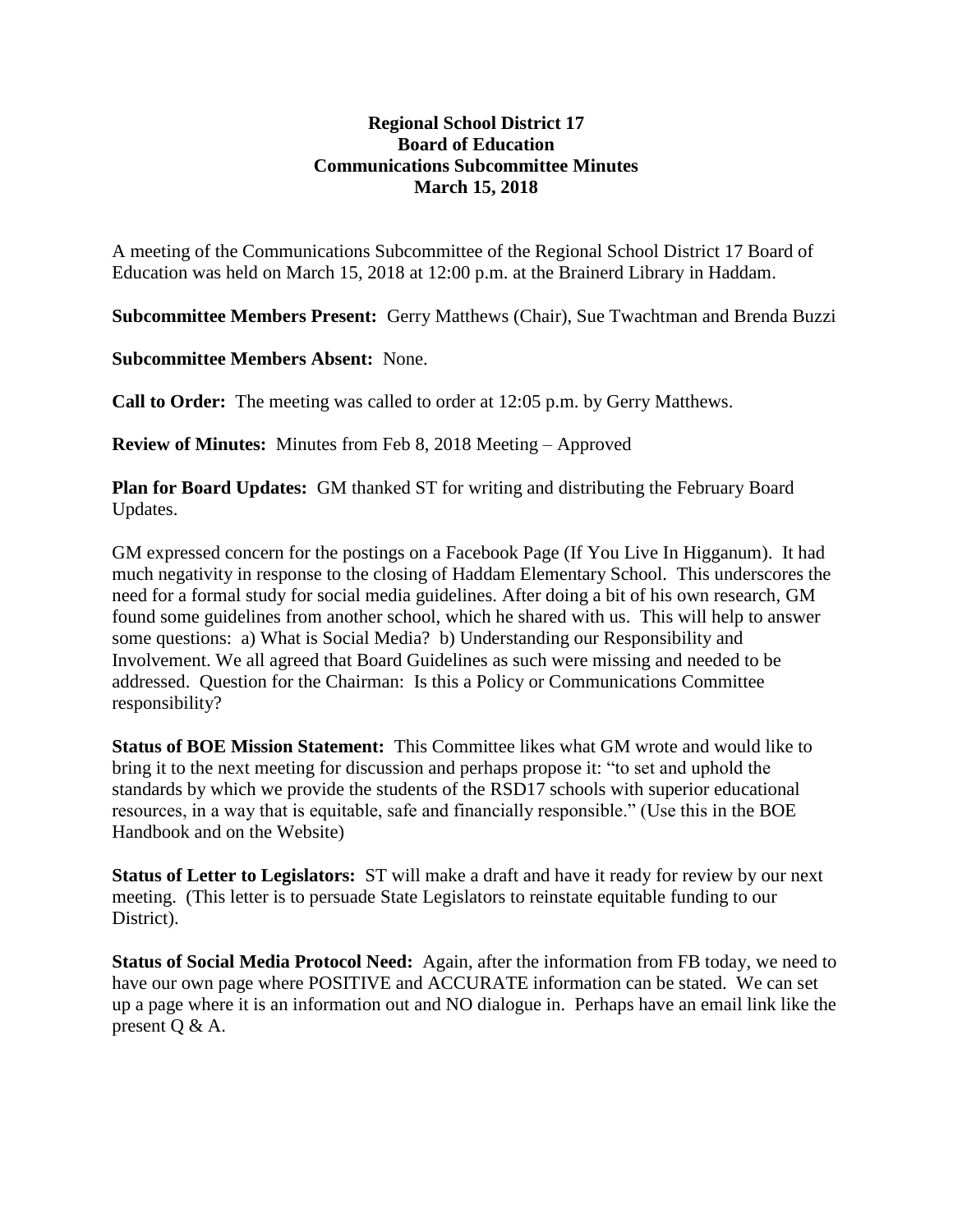**Regional School District 17**
**Board of Education**
**Communications Subcommittee Minutes**
**March 15, 2018**

A meeting of the Communications Subcommittee of the Regional School District 17 Board of Education was held on March 15, 2018 at 12:00 p.m. at the Brainerd Library in Haddam.

**Subcommittee Members Present:** Gerry Matthews (Chair), Sue Twachtman and Brenda Buzzi

**Subcommittee Members Absent:** None.

**Call to Order:** The meeting was called to order at 12:05 p.m. by Gerry Matthews.

**Review of Minutes:** Minutes from Feb 8, 2018 Meeting – Approved

**Plan for Board Updates:** GM thanked ST for writing and distributing the February Board Updates.

GM expressed concern for the postings on a Facebook Page (If You Live In Higganum). It had much negativity in response to the closing of Haddam Elementary School. This underscores the need for a formal study for social media guidelines. After doing a bit of his own research, GM found some guidelines from another school, which he shared with us. This will help to answer some questions: a) What is Social Media? b) Understanding our Responsibility and Involvement. We all agreed that Board Guidelines as such were missing and needed to be addressed. Question for the Chairman: Is this a Policy or Communications Committee responsibility?

**Status of BOE Mission Statement:** This Committee likes what GM wrote and would like to bring it to the next meeting for discussion and perhaps propose it: "to set and uphold the standards by which we provide the students of the RSD17 schools with superior educational resources, in a way that is equitable, safe and financially responsible." (Use this in the BOE Handbook and on the Website)

**Status of Letter to Legislators:** ST will make a draft and have it ready for review by our next meeting. (This letter is to persuade State Legislators to reinstate equitable funding to our District).

**Status of Social Media Protocol Need:** Again, after the information from FB today, we need to have our own page where POSITIVE and ACCURATE information can be stated. We can set up a page where it is an information out and NO dialogue in. Perhaps have an email link like the present Q & A.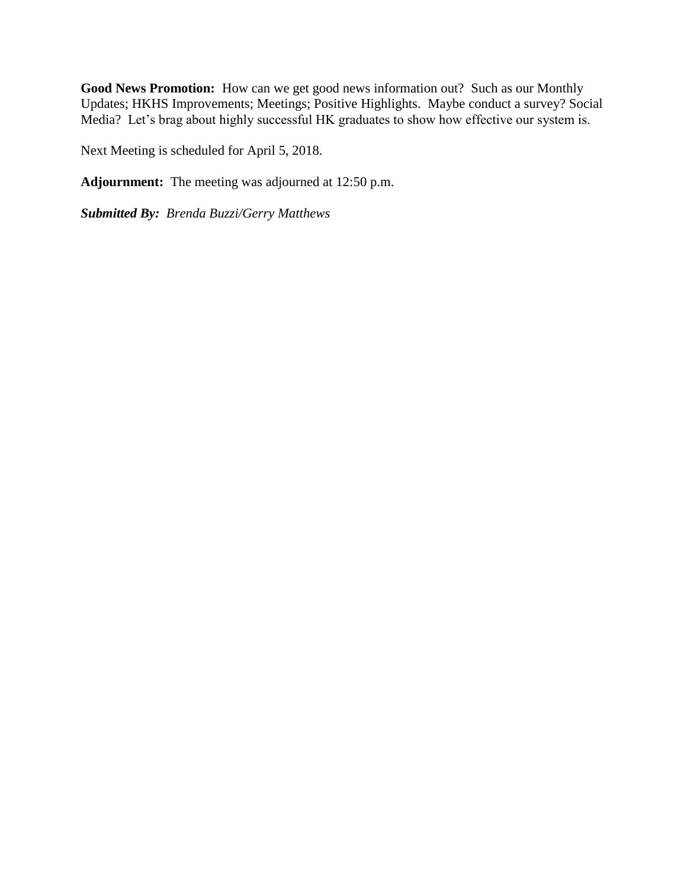**Good News Promotion:** How can we get good news information out? Such as our Monthly Updates; HKHS Improvements; Meetings; Positive Highlights. Maybe conduct a survey? Social Media? Let's brag about highly successful HK graduates to show how effective our system is.

Next Meeting is scheduled for April 5, 2018.

**Adjournment:** The meeting was adjourned at 12:50 p.m.

***Submitted By:*** *Brenda Buzzi/Gerry Matthews*